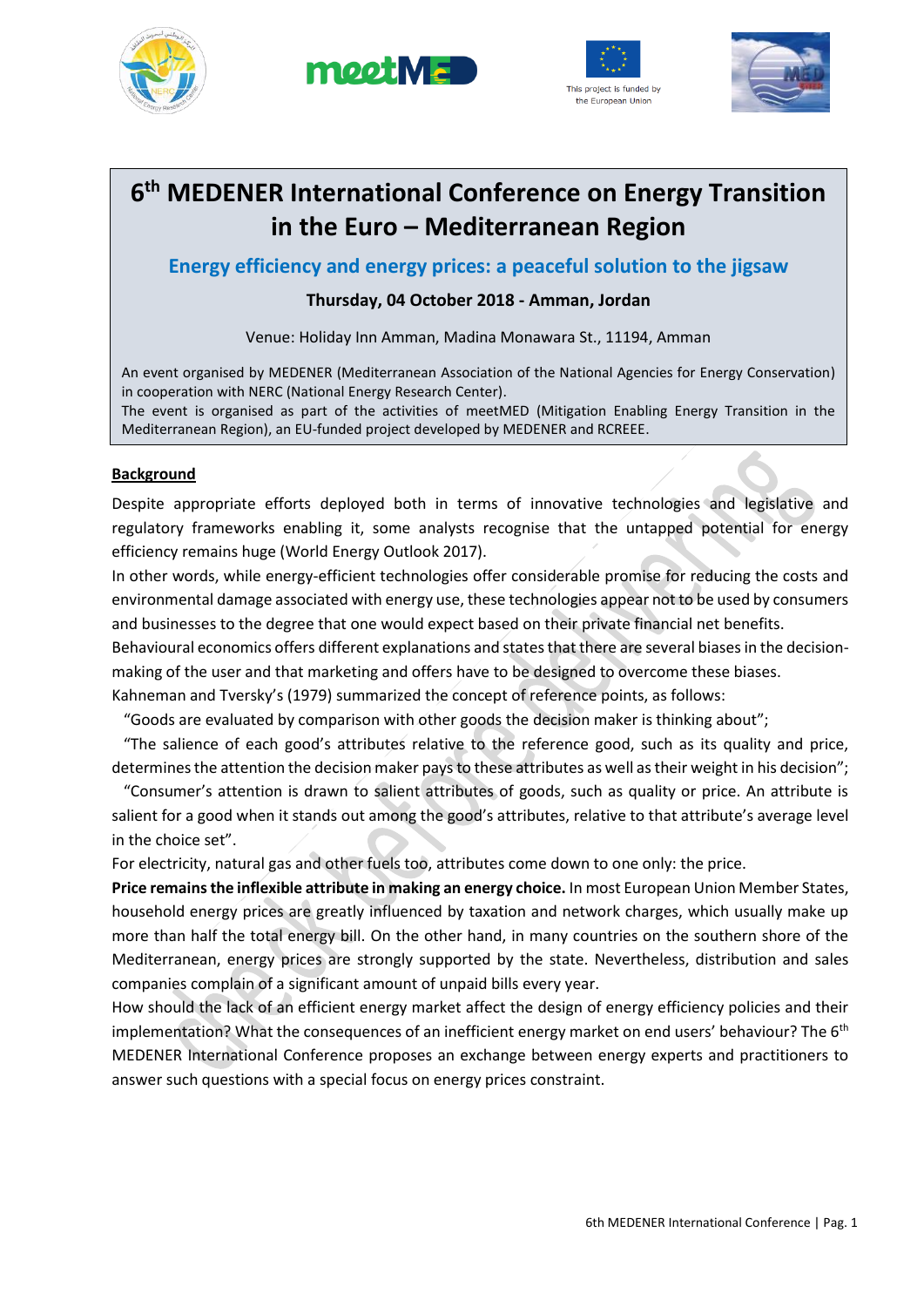# 6th MEDENER International Conference on Energy Transition in the Euro – Mediterranean Region

## Energy efficiency and energy prices: a peaceful solution to the jigsaw

**Thursday, 04 October 2018 - Amman, Jordan**

Venue: Holiday Inn Amman, Madina Monawara St., 11194, Amman

An event organised by MEDENER (Mediterranean Association of the National Agencies for Energy Conservation) in cooperation with NERC (National Energy Research Center).
The event is organised as part of the activities of meetMED (Mitigation Enabling Energy Transition in the Mediterranean Region), an EU-funded project developed by MEDENER and RCREEE.

### Background

Despite appropriate efforts deployed both in terms of innovative technologies and legislative and regulatory frameworks enabling it, some analysts recognise that the untapped potential for energy efficiency remains huge (World Energy Outlook 2017).

In other words, while energy-efficient technologies offer considerable promise for reducing the costs and environmental damage associated with energy use, these technologies appear not to be used by consumers and businesses to the degree that one would expect based on their private financial net benefits.

Behavioural economics offers different explanations and states that there are several biases in the decision-making of the user and that marketing and offers have to be designed to overcome these biases.

Kahneman and Tversky's (1979) summarized the concept of reference points, as follows:

"Goods are evaluated by comparison with other goods the decision maker is thinking about";

"The salience of each good's attributes relative to the reference good, such as its quality and price, determines the attention the decision maker pays to these attributes as well as their weight in his decision";

"Consumer's attention is drawn to salient attributes of goods, such as quality or price. An attribute is salient for a good when it stands out among the good's attributes, relative to that attribute's average level in the choice set".

For electricity, natural gas and other fuels too, attributes come down to one only: the price.

**Price remains the inflexible attribute in making an energy choice.** In most European Union Member States, household energy prices are greatly influenced by taxation and network charges, which usually make up more than half the total energy bill. On the other hand, in many countries on the southern shore of the Mediterranean, energy prices are strongly supported by the state. Nevertheless, distribution and sales companies complain of a significant amount of unpaid bills every year.

How should the lack of an efficient energy market affect the design of energy efficiency policies and their implementation? What the consequences of an inefficient energy market on end users' behaviour? The 6th MEDENER International Conference proposes an exchange between energy experts and practitioners to answer such questions with a special focus on energy prices constraint.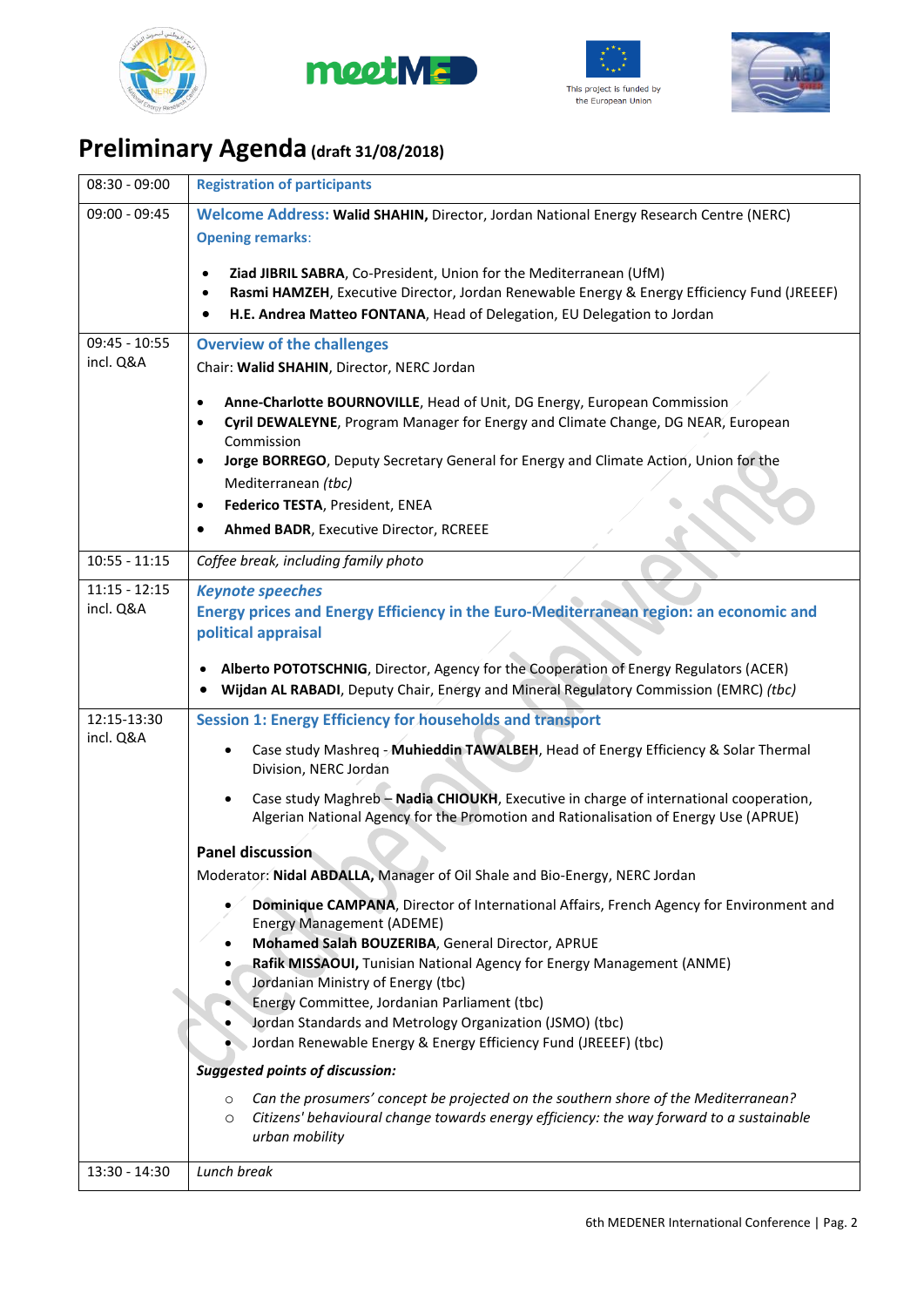# Preliminary Agenda (draft 31/08/2018)

| | |
|---|---|
| 08:30 - 09:00 | **Registration of participants** |
| 09:00 - 09:45 | **Welcome Address: Walid SHAHIN,** Director, Jordan National Energy Research Centre (NERC)<br>**Opening remarks**:<br>• **Ziad JIBRIL SABRA**, Co-President, Union for the Mediterranean (UfM)<br>• **Rasmi HAMZEH**, Executive Director, Jordan Renewable Energy & Energy Efficiency Fund (JREEEF)<br>• **H.E. Andrea Matteo FONTANA**, Head of Delegation, EU Delegation to Jordan |
| 09:45 - 10:55 incl. Q&A | **Overview of the challenges**<br>Chair: **Walid SHAHIN**, Director, NERC Jordan<br>• **Anne-Charlotte BOURNOVILLE**, Head of Unit, DG Energy, European Commission<br>• **Cyril DEWALEYNE**, Program Manager for Energy and Climate Change, DG NEAR, European Commission<br>• **Jorge BORREGO**, Deputy Secretary General for Energy and Climate Action, Union for the Mediterranean *(tbc)*<br>• **Federico TESTA**, President, ENEA<br>• **Ahmed BADR**, Executive Director, RCREEE |
| 10:55 - 11:15 | *Coffee break, including family photo* |
| 11:15 - 12:15 incl. Q&A | ***Keynote speeches***<br>**Energy prices and Energy Efficiency in the Euro-Mediterranean region: an economic and political appraisal**<br>• **Alberto POTOTSCHNIG**, Director, Agency for the Cooperation of Energy Regulators (ACER)<br>• **Wijdan AL RABADI**, Deputy Chair, Energy and Mineral Regulatory Commission (EMRC) *(tbc)* |
| 12:15-13:30 incl. Q&A | **Session 1: Energy Efficiency for households and transport**<br>• Case study Mashreq - **Muhieddin TAWALBEH**, Head of Energy Efficiency & Solar Thermal Division, NERC Jordan<br>• Case study Maghreb – **Nadia CHIOUKH**, Executive in charge of international cooperation, Algerian National Agency for the Promotion and Rationalisation of Energy Use (APRUE)<br>**Panel discussion**<br>Moderator: **Nidal ABDALLA,** Manager of Oil Shale and Bio-Energy, NERC Jordan<br>• **Dominique CAMPANA**, Director of International Affairs, French Agency for Environment and Energy Management (ADEME)<br>• **Mohamed Salah BOUZERIBA**, General Director, APRUE<br>• **Rafik MISSAOUI,** Tunisian National Agency for Energy Management (ANME)<br>• Jordanian Ministry of Energy (tbc)<br>• Energy Committee, Jordanian Parliament (tbc)<br>• Jordan Standards and Metrology Organization (JSMO) (tbc)<br>• Jordan Renewable Energy & Energy Efficiency Fund (JREEEF) (tbc)<br>***Suggested points of discussion:***<br>○ *Can the prosumers' concept be projected on the southern shore of the Mediterranean?*<br>○ *Citizens' behavioural change towards energy efficiency: the way forward to a sustainable urban mobility* |
| 13:30 - 14:30 | *Lunch break* |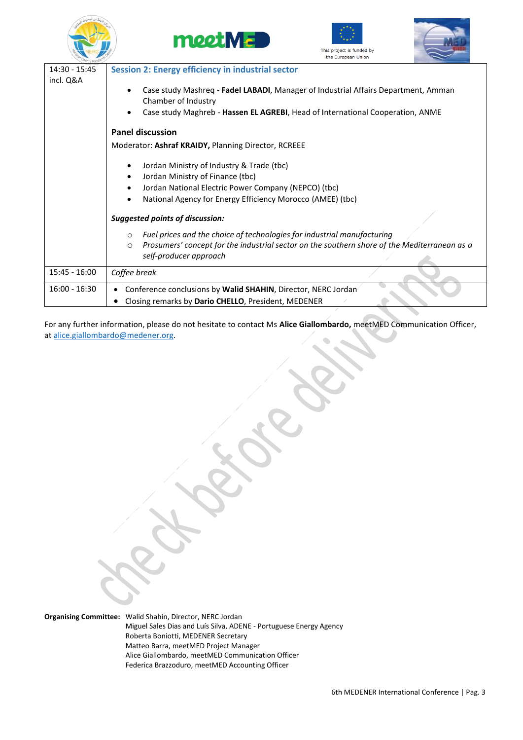| | |
|---|---|
| 14:30 - 15:45 incl. Q&A | **Session 2: Energy efficiency in industrial sector**<br>• Case study Mashreq - **Fadel LABADI**, Manager of Industrial Affairs Department, Amman Chamber of Industry<br>• Case study Maghreb - **Hassen EL AGREBI**, Head of International Cooperation, ANME<br>**Panel discussion**<br>Moderator: **Ashraf KRAIDY,** Planning Director, RCREEE<br>• Jordan Ministry of Industry & Trade (tbc)<br>• Jordan Ministry of Finance (tbc)<br>• Jordan National Electric Power Company (NEPCO) (tbc)<br>• National Agency for Energy Efficiency Morocco (AMEE) (tbc)<br>***Suggested points of discussion:***<br>○ *Fuel prices and the choice of technologies for industrial manufacturing*<br>○ *Prosumers' concept for the industrial sector on the southern shore of the Mediterranean as a self-producer approach* |
| 15:45 - 16:00 | *Coffee break* |
| 16:00 - 16:30 | • Conference conclusions by **Walid SHAHIN**, Director, NERC Jordan<br>• Closing remarks by **Dario CHELLO**, President, MEDENER |

For any further information, please do not hesitate to contact Ms **Alice Giallombardo,** meetMED Communication Officer, at alice.giallombardo@medener.org.

**Organising Committee:** Walid Shahin, Director, NERC Jordan
Miguel Sales Dias and Luís Silva, ADENE - Portuguese Energy Agency
Roberta Boniotti, MEDENER Secretary
Matteo Barra, meetMED Project Manager
Alice Giallombardo, meetMED Communication Officer
Federica Brazzoduro, meetMED Accounting Officer